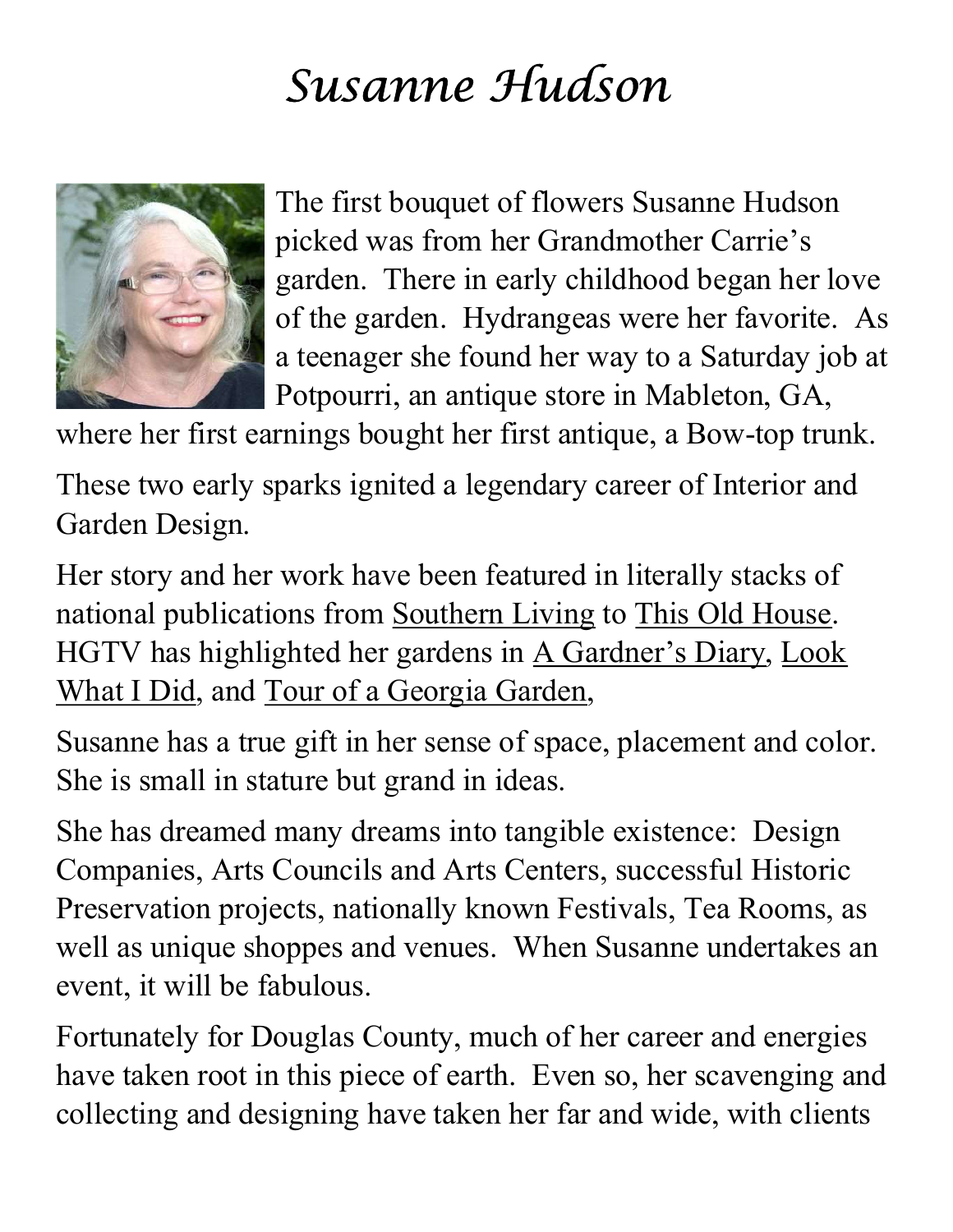# *Susanne Hudson*

The first bouquet of flowers Susanne Hudson picked was from her Grandmother Carrie's garden. There in early childhood began her love of the garden. Hydrangeas were her favorite. As a teenager she found her way to a Saturday job at Potpourri, an antique store in Mableton, GA, where her first earnings bought her first antique, a Bow-top trunk.

These two early sparks ignited a legendary career of Interior and Garden Design.

Her story and her work have been featured in literally stacks of national publications from <u>Southern Living</u> to <u>This Old House</u>. HGTV has highlighted her gardens in <u>A Gardner's Diary</u>, <u>Look What I Did</u>, and <u>Tour of a Georgia Garden</u>,

Susanne has a true gift in her sense of space, placement and color. She is small in stature but grand in ideas.

She has dreamed many dreams into tangible existence: Design Companies, Arts Councils and Arts Centers, successful Historic Preservation projects, nationally known Festivals, Tea Rooms, as well as unique shoppes and venues. When Susanne undertakes an event, it will be fabulous.

Fortunately for Douglas County, much of her career and energies have taken root in this piece of earth. Even so, her scavenging and collecting and designing have taken her far and wide, with clients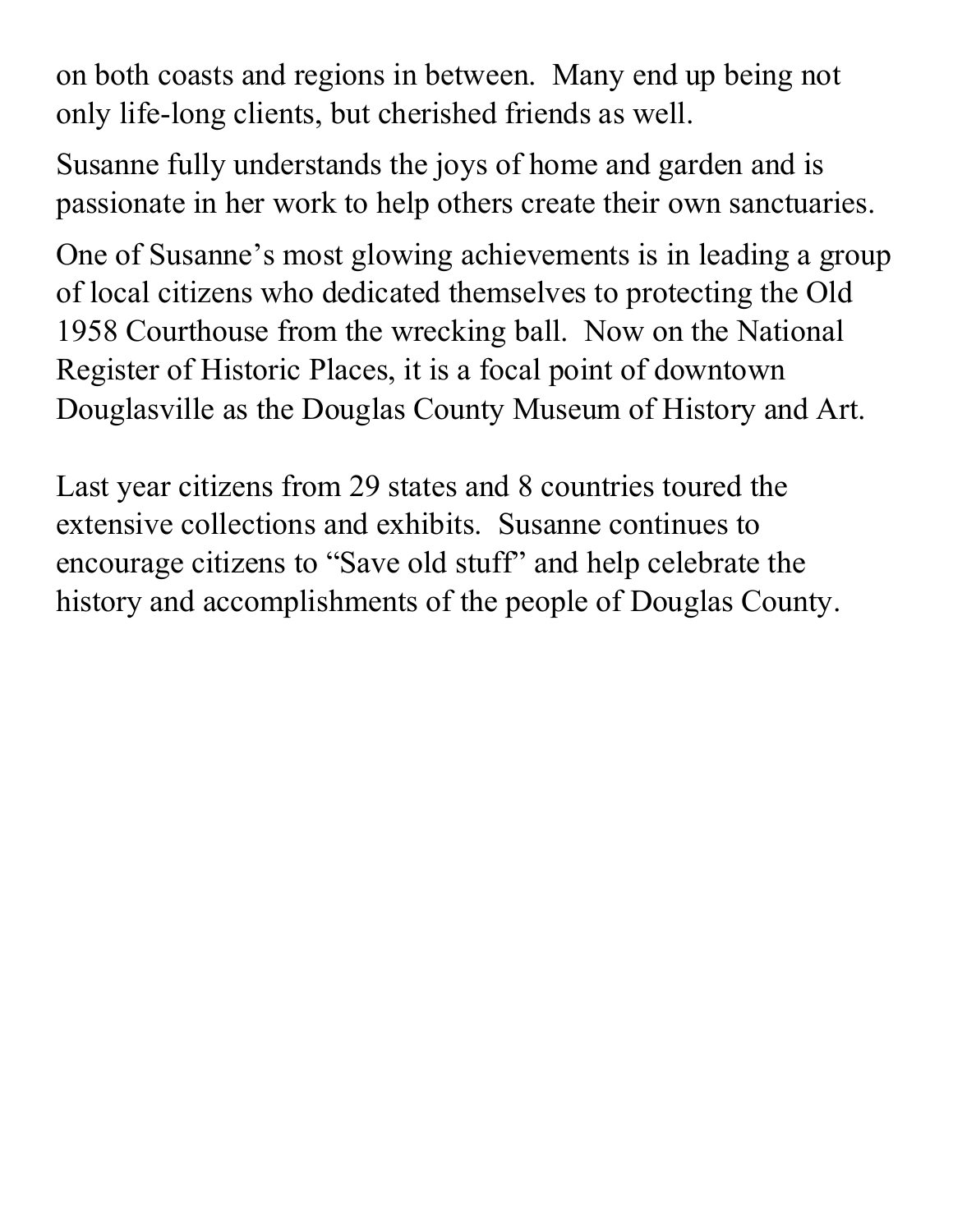on both coasts and regions in between. Many end up being not only life-long clients, but cherished friends as well.

Susanne fully understands the joys of home and garden and is passionate in her work to help others create their own sanctuaries.

One of Susanne's most glowing achievements is in leading a group of local citizens who dedicated themselves to protecting the Old 1958 Courthouse from the wrecking ball. Now on the National Register of Historic Places, it is a focal point of downtown Douglasville as the Douglas County Museum of History and Art.

Last year citizens from 29 states and 8 countries toured the extensive collections and exhibits. Susanne continues to encourage citizens to "Save old stuff" and help celebrate the history and accomplishments of the people of Douglas County.